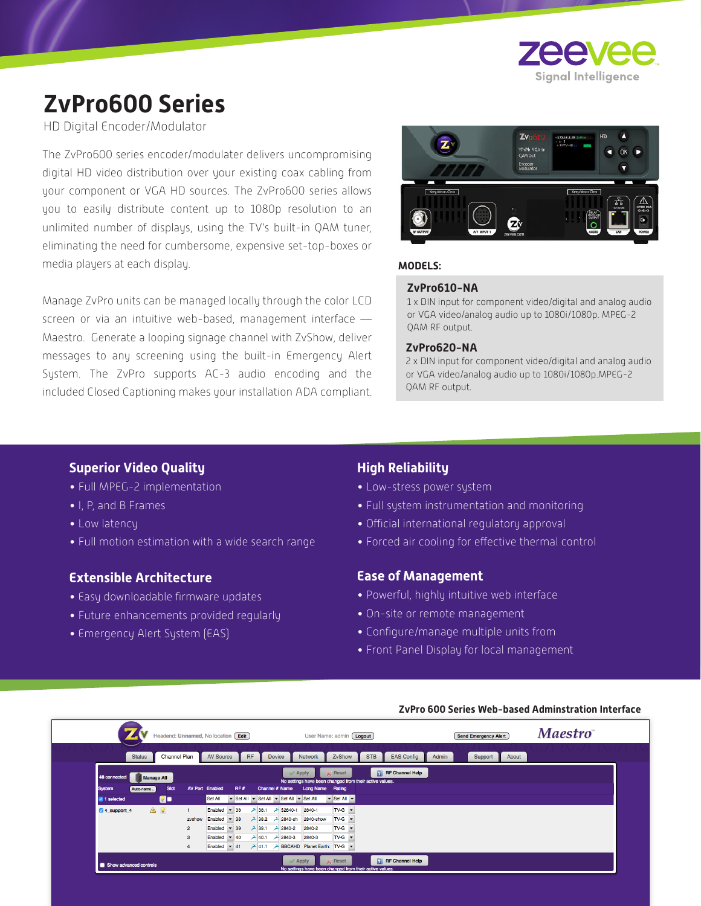zeevee
Signal Intelligence

# ZvPro600 Series

HD Digital Encoder/Modulator

The ZvPro600 series encoder/modulater delivers uncompromising digital HD video distribution over your existing coax cabling from your component or VGA HD sources. The ZvPro600 series allows you to easily distribute content up to 1080p resolution to an unlimited number of displays, using the TV's built-in QAM tuner, eliminating the need for cumbersome, expensive set-top-boxes or media players at each display.

Manage ZvPro units can be managed locally through the color LCD screen or via an intuitive web-based, management interface — Maestro. Generate a looping signage channel with ZvShow, deliver messages to any screening using the built-in Emergency Alert System. The ZvPro supports AC-3 audio encoding and the included Closed Captioning makes your installation ADA compliant.

**MODELS:**

**ZvPro610-NA**
1 x DIN input for component video/digital and analog audio or VGA video/analog audio up to 1080i/1080p. MPEG-2 QAM RF output.

**ZvPro620-NA**
2 x DIN input for component video/digital and analog audio or VGA video/analog audio up to 1080i/1080p.MPEG-2 QAM RF output.

## Superior Video Quality

- Full MPEG-2 implementation
- I, P, and B Frames
- Low latency
- Full motion estimation with a wide search range

## Extensible Architecture

- Easy downloadable firmware updates
- Future enhancements provided regularly
- Emergency Alert System (EAS)

## High Reliability

- Low-stress power system
- Full system instrumentation and monitoring
- Official international regulatory approval
- Forced air cooling for effective thermal control

## Ease of Management

- Powerful, highly intuitive web interface
- On-site or remote management
- Configure/manage multiple units from
- Front Panel Display for local management

**ZvPro 600 Series Web-based Adminstration Interface**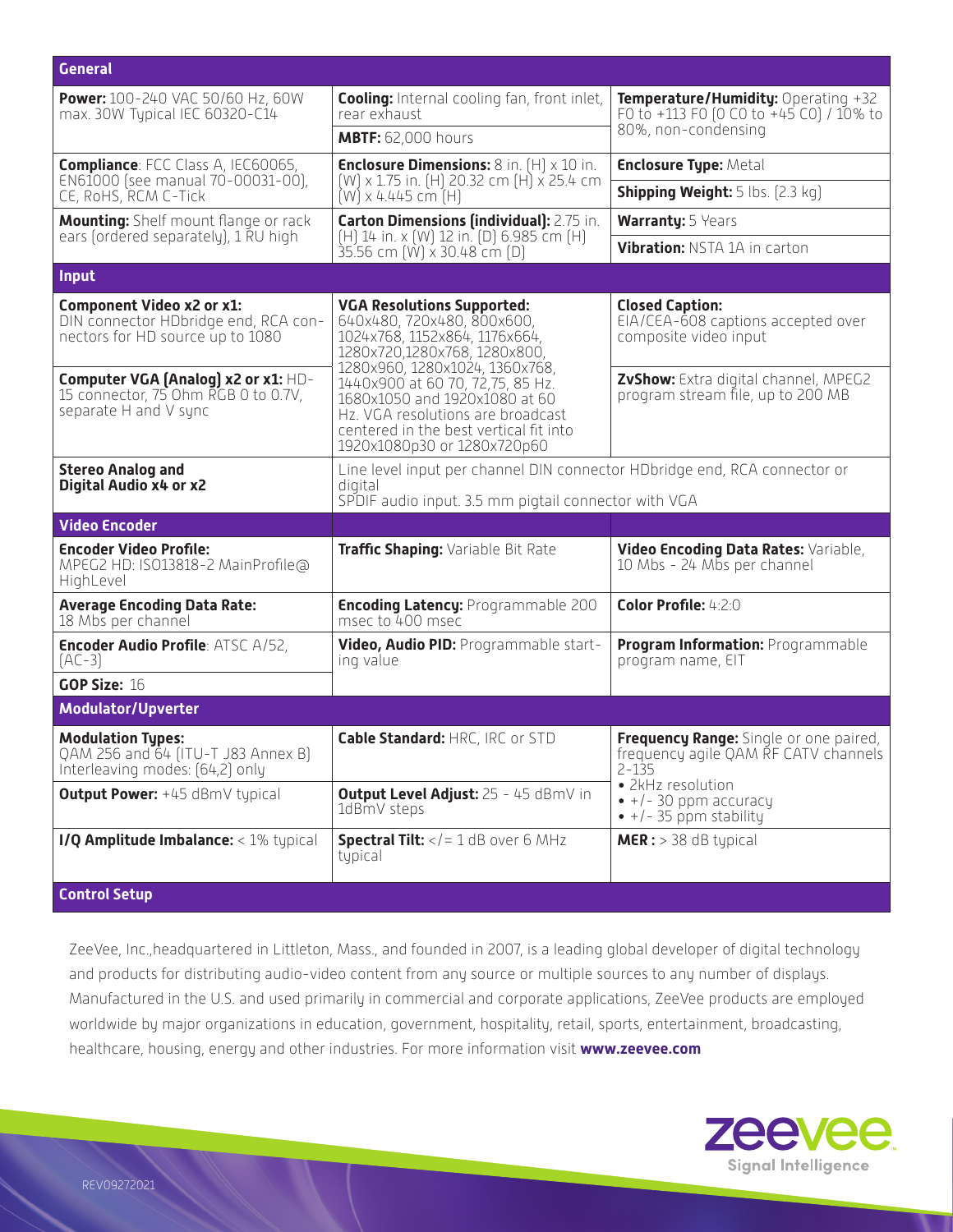## General

| | | |
|---|---|---|
| **Power:** 100-240 VAC 50/60 Hz, 60W max. 30W Typical IEC 60320-C14 | **Cooling:** Internal cooling fan, front inlet, rear exhaust | **Temperature/Humidity:** Operating +32 F0 to +113 F0 (0 C0 to +45 C0) / 10% to 80%, non-condensing |
| | **MBTF:** 62,000 hours | |
| **Compliance**: FCC Class A, IEC60065, EN61000 (see manual 70-00031-00), CE, RoHS, RCM C-Tick | **Enclosure Dimensions:** 8 in. (H) x 10 in. (W) x 1.75 in. (H) 20.32 cm (H) x 25.4 cm (W) x 4.445 cm (H) | **Enclosure Type:** Metal |
| | | **Shipping Weight:** 5 lbs. (2.3 kg) |
| **Mounting:** Shelf mount flange or rack ears (ordered separately), 1 RU high | **Carton Dimensions (individual):** 2.75 in. (H) 14 in. x (W) 12 in. (D) 6.985 cm (H) 35.56 cm (W) x 30.48 cm (D) | **Warranty:** 5 Years |
| | | **Vibration:** NSTA 1A in carton |

## Input

| | | |
|---|---|---|
| **Component Video x2 or x1:** DIN connector HDbridge end, RCA connectors for HD source up to 1080 | **VGA Resolutions Supported:** 640x480, 720x480, 800x600, 1024x768, 1152x864, 1176x664, 1280x720,1280x768, 1280x800, 1280x960, 1280x1024, 1360x768, 1440x900 at 60 70, 72,75, 85 Hz. 1680x1050 and 1920x1080 at 60 Hz. VGA resolutions are broadcast centered in the best vertical fit into 1920x1080p30 or 1280x720p60 | **Closed Caption:** EIA/CEA-608 captions accepted over composite video input |
| **Computer VGA (Analog) x2 or x1:** HD-15 connector, 75 Ohm RGB 0 to 0.7V, separate H and V sync | | **ZvShow:** Extra digital channel, MPEG2 program stream file, up to 200 MB |
| **Stereo Analog and Digital Audio x4 or x2** | Line level input per channel DIN connector HDbridge end, RCA connector or digital SPDIF audio input. 3.5 mm pigtail connector with VGA | |

## Video Encoder

| | | |
|---|---|---|
| **Encoder Video Profile:** MPEG2 HD: ISO13818-2 MainProfile@HighLevel | **Traffic Shaping:** Variable Bit Rate | **Video Encoding Data Rates:** Variable, 10 Mbs - 24 Mbs per channel |
| **Average Encoding Data Rate:** 18 Mbs per channel | **Encoding Latency:** Programmable 200 msec to 400 msec | **Color Profile:** 4:2:0 |
| **Encoder Audio Profile**: ATSC A/52, (AC-3) | **Video, Audio PID:** Programmable starting value | **Program Information:** Programmable program name, EIT |
| **GOP Size:** 16 | | |

## Modulator/Upverter

| | | |
|---|---|---|
| **Modulation Types:** QAM 256 and 64 (ITU-T J83 Annex B) Interleaving modes: (64,2) only | **Cable Standard:** HRC, IRC or STD | **Frequency Range:** Single or one paired, frequency agile QAM RF CATV channels 2-135 • 2kHz resolution • +/- 30 ppm accuracy • +/- 35 ppm stability |
| **Output Power:** +45 dBmV typical | **Output Level Adjust:** 25 - 45 dBmV in 1dBmV steps | |
| **I/Q Amplitude Imbalance:** < 1% typical | **Spectral Tilt:** </= 1 dB over 6 MHz typical | **MER :** > 38 dB typical |

## Control Setup

ZeeVee, Inc.,headquartered in Littleton, Mass., and founded in 2007, is a leading global developer of digital technology and products for distributing audio-video content from any source or multiple sources to any number of displays. Manufactured in the U.S. and used primarily in commercial and corporate applications, ZeeVee products are employed worldwide by major organizations in education, government, hospitality, retail, sports, entertainment, broadcasting, healthcare, housing, energy and other industries. For more information visit **www.zeevee.com**

zeevee Signal Intelligence

REV09272021